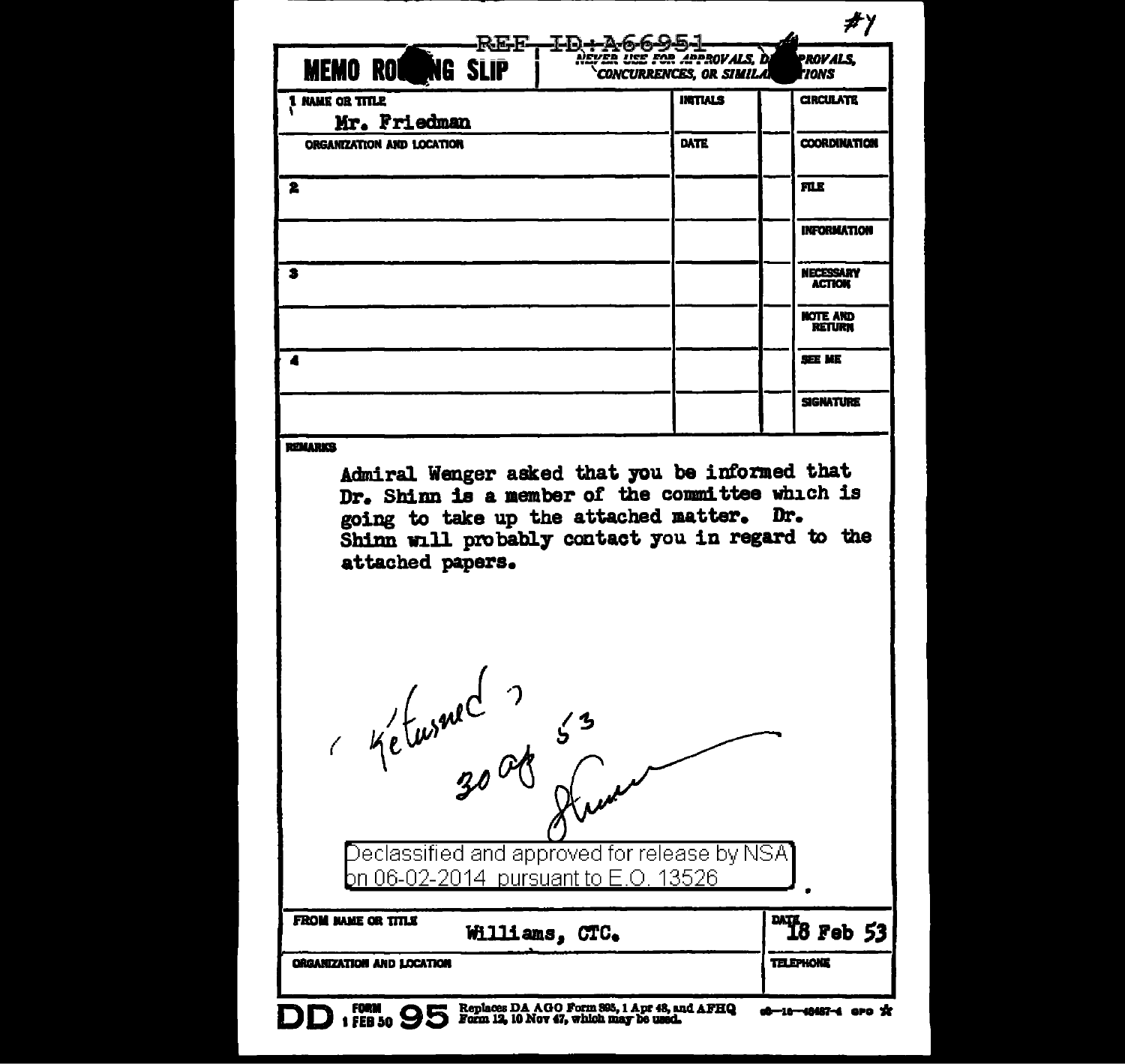#Y

REF ID:A66951

**MEMO ROUTING SLIP** | NEVER USE FOR APPROVALS, DISAPPROVALS, CONCURRENCES, OR SIMILAR ACTIONS

| 1 NAME OR TITLE | INITIALS | | CIRCULATE |
|---|---|---|---|
| Mr. Friedman | | | |
| ORGANIZATION AND LOCATION | DATE | | COORDINATION |
| 2 | | | FILE |
| | | | INFORMATION |
| 3 | | | NECESSARY ACTION |
| | | | NOTE AND RETURN |
| 4 | | | SEE ME |
| | | | SIGNATURE |

**REMARKS**

Admiral Wenger asked that you be informed that Dr. Shinn is a member of the committee which is going to take up the attached matter. Dr. Shinn will probably contact you in regard to the attached papers.

Returned 30 Ap 53

Declassified and approved for release by NSA on 06-02-2014 pursuant to E.O. 13526

| FROM NAME OR TITLE | DATE |
|---|---|
| Williams, CTC. | 18 Feb 53 |
| ORGANIZATION AND LOCATION | TELEPHONE |

DD FORM 1 FEB 50 95 Replaces DA AGO Form 895, 1 Apr 48, and AFHQ Form 12, 10 Nov 47, which may be used.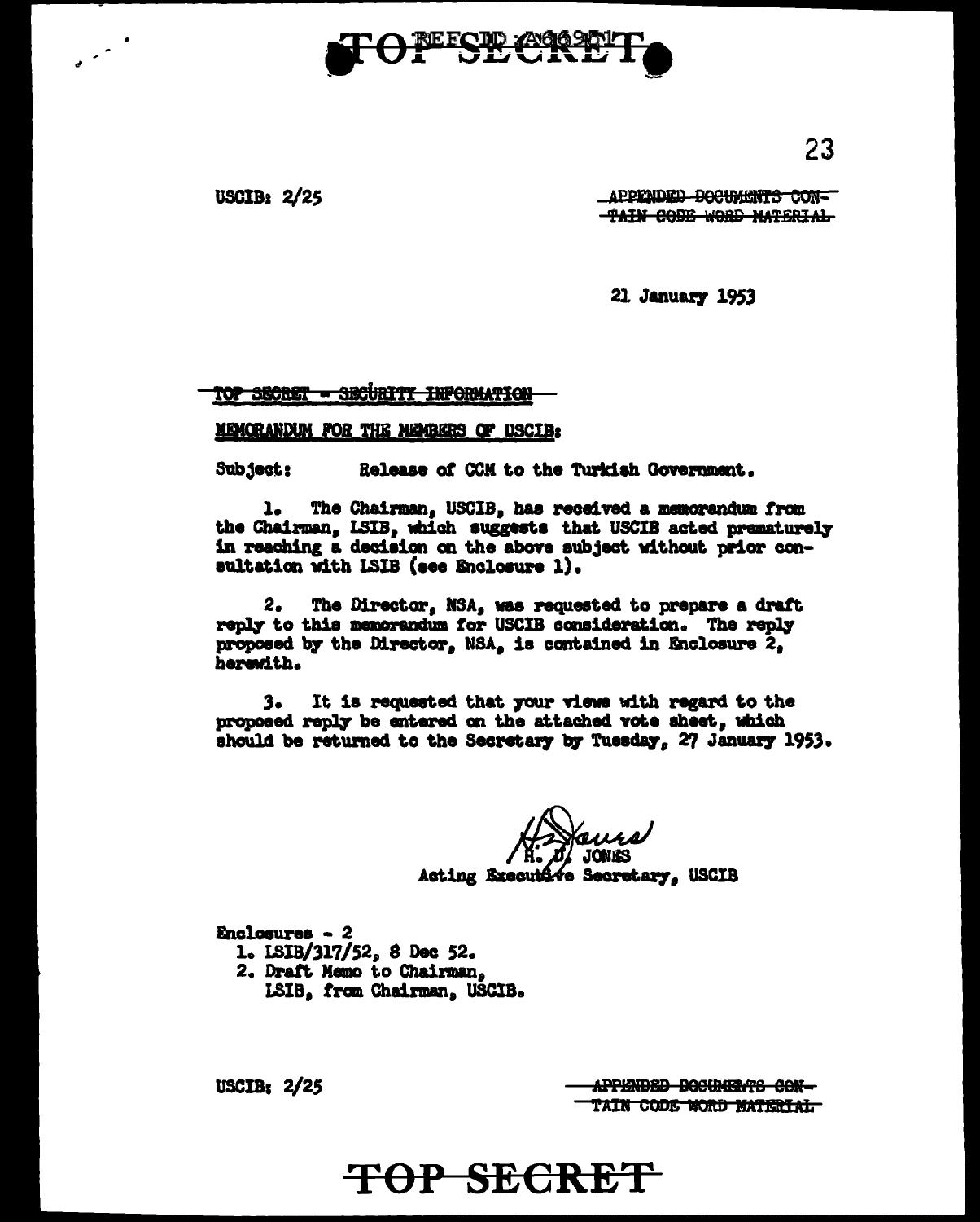USCIB: 2/25

~~APPENDED DOCUMENTS CONTAIN CODE WORD MATERIAL~~

21 January 1953

~~TOP SECRET - SECURITY INFORMATION~~

MEMORANDUM FOR THE MEMBERS OF USCIB:

Subject: Release of CCM to the Turkish Government.

1. The Chairman, USCIB, has received a memorandum from the Chairman, LSIB, which suggests that USCIB acted prematurely in reaching a decision on the above subject without prior consultation with LSIB (see Enclosure 1).

2. The Director, NSA, was requested to prepare a draft reply to this memorandum for USCIB consideration. The reply proposed by the Director, NSA, is contained in Enclosure 2, herewith.

3. It is requested that your views with regard to the proposed reply be entered on the attached vote sheet, which should be returned to the Secretary by Tuesday, 27 January 1953.

H. D. JONES
Acting Executive Secretary, USCIB

Enclosures - 2
1. LSIB/317/52, 8 Dec 52.
2. Draft Memo to Chairman, LSIB, from Chairman, USCIB.

USCIB: 2/25

~~APPENDED DOCUMENTS CONTAIN CODE WORD MATERIAL~~

TOP SECRET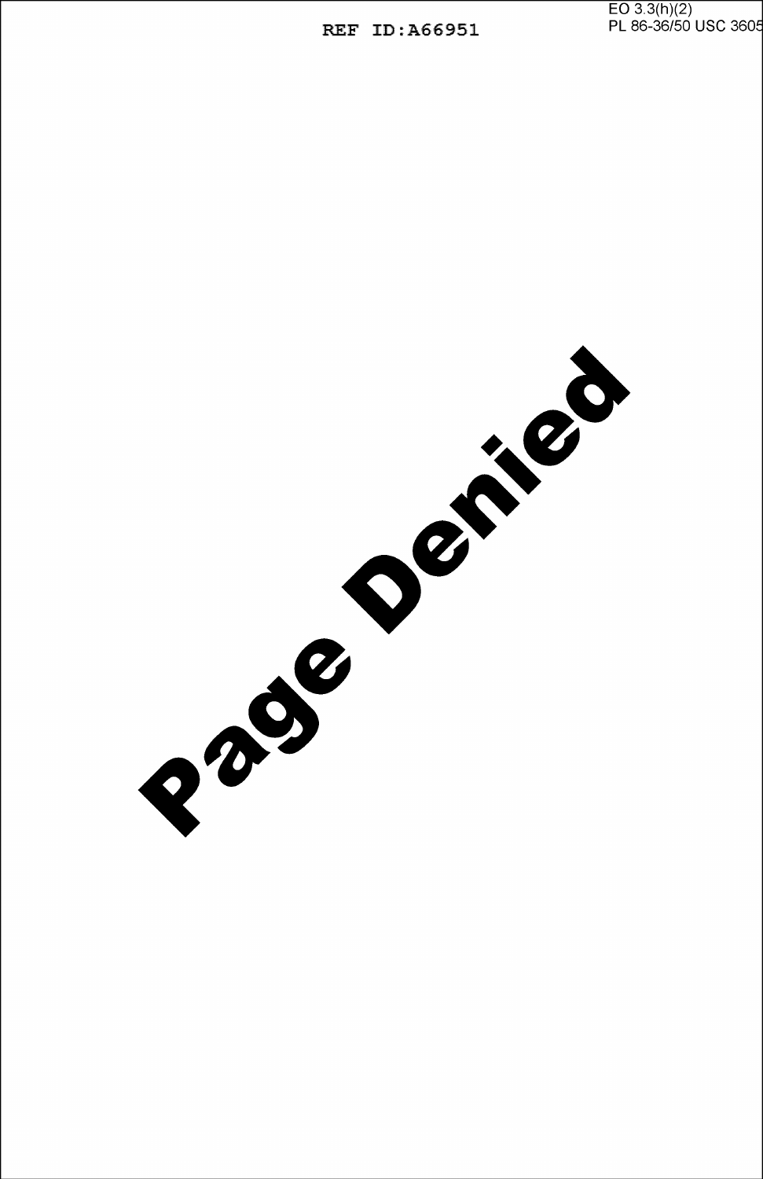EO 3.3(h)(2)
PL 86-36/50 USC 3605

**Page Denied**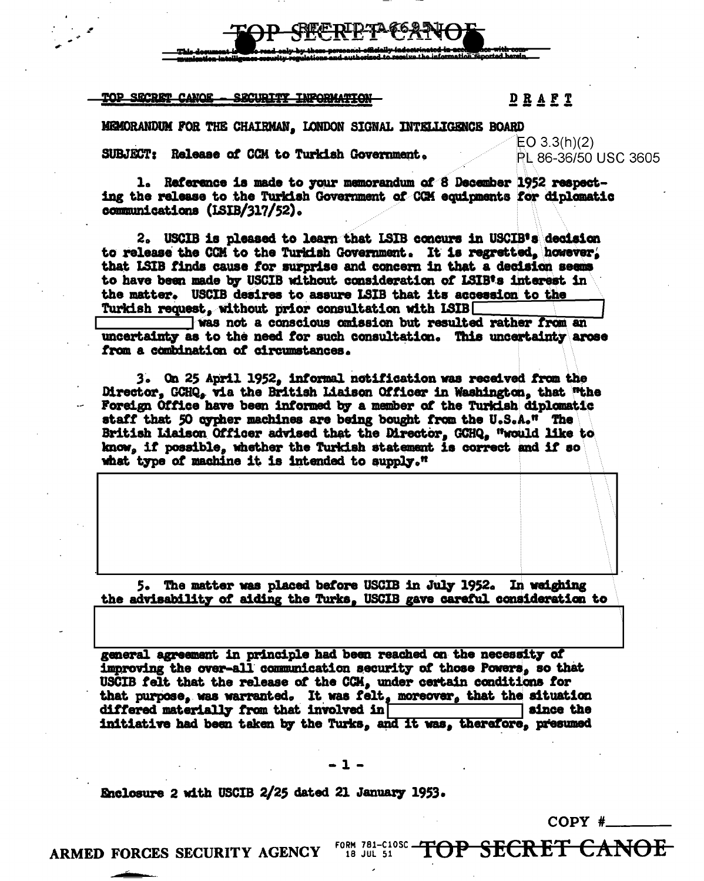TOP SECRET CANOE - SECURITY INFORMATION

**D R A F T**

MEMORANDUM FOR THE CHAIRMAN, LONDON SIGNAL INTELLIGENCE BOARD

EO 3.3(h)(2)
PL 86-36/50 USC 3605

SUBJECT: Release of CCM to Turkish Government.

1. Reference is made to your memorandum of 8 December 1952 respecting the release to the Turkish Government of CCM equipments for diplomatic communications (LSIB/317/52).

2. USCIB is pleased to learn that LSIB concurs in USCIB's decision to release the CCM to the Turkish Government. It is regretted, however, that LSIB finds cause for surprise and concern in that a decision seems to have been made by USCIB without consideration of LSIB's interest in the matter. USCIB desires to assure LSIB that its accession to the Turkish request, without prior consultation with LSIB [ ] was not a conscious omission but resulted rather from an uncertainty as to the need for such consultation. This uncertainty arose from a combination of circumstances.

3. On 25 April 1952, informal notification was received from the Director, GCHQ, via the British Liaison Officer in Washington, that "the Foreign Office have been informed by a member of the Turkish diplomatic staff that 50 cypher machines are being bought from the U.S.A." The British Liaison Officer advised that the Director, GCHQ, "would like to know, if possible, whether the Turkish statement is correct and if so what type of machine it is intended to supply."

[ ]

5. The matter was placed before USCIB in July 1952. In weighing the advisability of aiding the Turks, USCIB gave careful consideration to

[ ]

general agreement in principle had been reached on the necessity of improving the over-all communication security of those Powers, so that USCIB felt that the release of the CCM, under certain conditions for that purpose, was warranted. It was felt, moreover, that the situation differed materially from that involved in [ ] since the initiative had been taken by the Turks, and it was, therefore, presumed

Enclosure 2 with USCIB 2/25 dated 21 January 1953.

COPY #\_\_\_\_\_\_\_\_

ARMED FORCES SECURITY AGENCY — FORM 781-C10SC 18 JUL 51 — TOP SECRET CANOE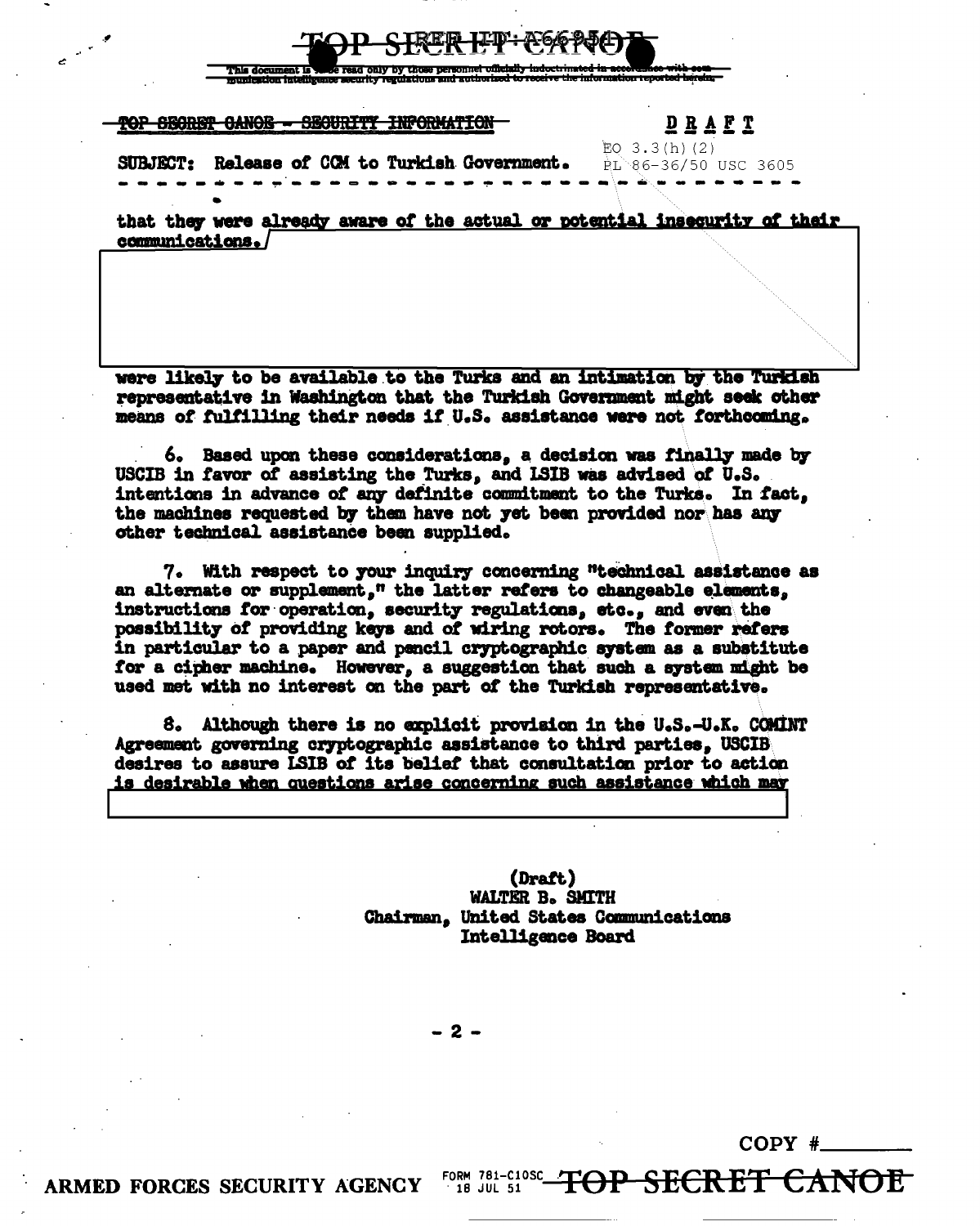TOP SECRET CANOE - SECURITY INFORMATION

**DRAFT**

EO 3.3(h)(2)
PL 86-36/50 USC 3605

SUBJECT: Release of CCM to Turkish Government.

- - - - - - - - - - - - - - - - - - - - - - - - - - - - - -

that they were already aware of the actual or potential insecurity of their communications.

were likely to be available to the Turks and an intimation by the Turkish representative in Washington that the Turkish Government might seek other means of fulfilling their needs if U.S. assistance were not forthcoming.

6. Based upon these considerations, a decision was finally made by USCIB in favor of assisting the Turks, and LSIB was advised of U.S. intentions in advance of any definite commitment to the Turks. In fact, the machines requested by them have not yet been provided nor has any other technical assistance been supplied.

7. With respect to your inquiry concerning "technical assistance as an alternate or supplement," the latter refers to changeable elements, instructions for operation, security regulations, etc., and even the possibility of providing keys and of wiring rotors. The former refers in particular to a paper and pencil cryptographic system as a substitute for a cipher machine. However, a suggestion that such a system might be used met with no interest on the part of the Turkish representative.

8. Although there is no explicit provision in the U.S.-U.K. COMINT Agreement governing cryptographic assistance to third parties, USCIB desires to assure LSIB of its belief that consultation prior to action is desirable when questions arise concerning such assistance which may

(Draft)
WALTER B. SMITH
Chairman, United States Communications Intelligence Board

COPY #\_\_\_\_\_\_\_\_

ARMED FORCES SECURITY AGENCY FORM 781-C10SC 18 JUL 51 TOP SECRET CANOE